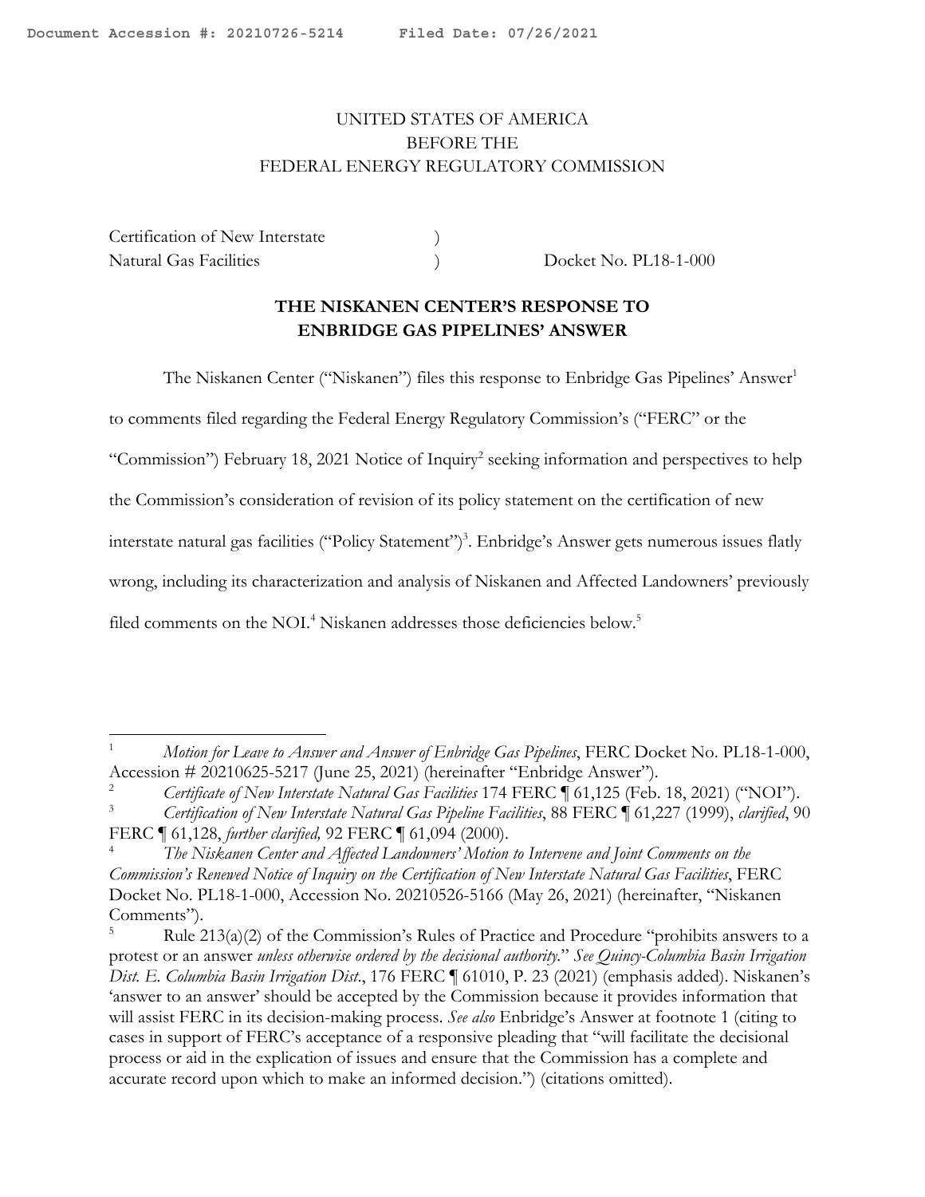Document Accession #: 20210726-5214 Filed Date: 07/26/2021

UNITED STATES OF AMERICA
BEFORE THE
FEDERAL ENERGY REGULATORY COMMISSION

| | | |
|---|---|---|
| Certification of New Interstate | ) | |
| Natural Gas Facilities | ) | Docket No. PL18-1-000 |

## THE NISKANEN CENTER'S RESPONSE TO ENBRIDGE GAS PIPELINES' ANSWER

The Niskanen Center ("Niskanen") files this response to Enbridge Gas Pipelines' Answer[1] to comments filed regarding the Federal Energy Regulatory Commission's ("FERC" or the "Commission") February 18, 2021 Notice of Inquiry[2] seeking information and perspectives to help the Commission's consideration of revision of its policy statement on the certification of new interstate natural gas facilities ("Policy Statement")[3]. Enbridge's Answer gets numerous issues flatly wrong, including its characterization and analysis of Niskanen and Affected Landowners' previously filed comments on the NOI.[4] Niskanen addresses those deficiencies below.[5]

---

[1] *Motion for Leave to Answer and Answer of Enbridge Gas Pipelines*, FERC Docket No. PL18-1-000, Accession # 20210625-5217 (June 25, 2021) (hereinafter "Enbridge Answer").

[2] *Certificate of New Interstate Natural Gas Facilities* 174 FERC ¶ 61,125 (Feb. 18, 2021) ("NOI").

[3] *Certification of New Interstate Natural Gas Pipeline Facilities*, 88 FERC ¶ 61,227 (1999), *clarified*, 90 FERC ¶ 61,128, *further clarified,* 92 FERC ¶ 61,094 (2000).

[4] *The Niskanen Center and Affected Landowners' Motion to Intervene and Joint Comments on the Commission's Renewed Notice of Inquiry on the Certification of New Interstate Natural Gas Facilities*, FERC Docket No. PL18-1-000, Accession No. 20210526-5166 (May 26, 2021) (hereinafter, "Niskanen Comments").

[5] Rule 213(a)(2) of the Commission's Rules of Practice and Procedure "prohibits answers to a protest or an answer *unless otherwise ordered by the decisional authority*." *See Quincy-Columbia Basin Irrigation Dist. E. Columbia Basin Irrigation Dist*., 176 FERC ¶ 61010, P. 23 (2021) (emphasis added). Niskanen's 'answer to an answer' should be accepted by the Commission because it provides information that will assist FERC in its decision-making process. *See also* Enbridge's Answer at footnote 1 (citing to cases in support of FERC's acceptance of a responsive pleading that "will facilitate the decisional process or aid in the explication of issues and ensure that the Commission has a complete and accurate record upon which to make an informed decision.") (citations omitted).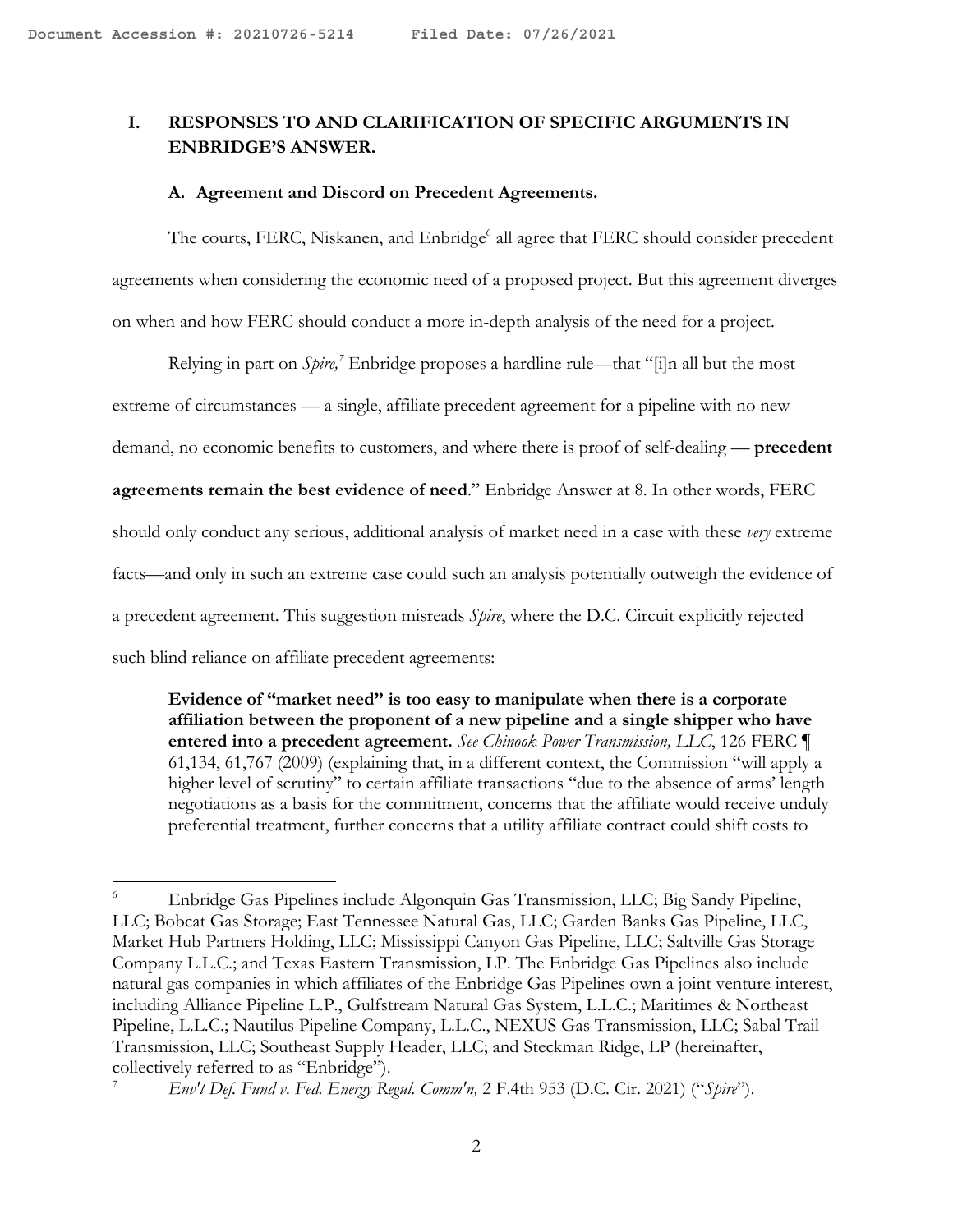## I. RESPONSES TO AND CLARIFICATION OF SPECIFIC ARGUMENTS IN ENBRIDGE'S ANSWER.

### A. Agreement and Discord on Precedent Agreements.

The courts, FERC, Niskanen, and Enbridge[6] all agree that FERC should consider precedent agreements when considering the economic need of a proposed project. But this agreement diverges on when and how FERC should conduct a more in-depth analysis of the need for a project.

Relying in part on *Spire,*[7] Enbridge proposes a hardline rule—that "[i]n all but the most extreme of circumstances — a single, affiliate precedent agreement for a pipeline with no new demand, no economic benefits to customers, and where there is proof of self-dealing — **precedent agreements remain the best evidence of need**." Enbridge Answer at 8. In other words, FERC should only conduct any serious, additional analysis of market need in a case with these *very* extreme facts—and only in such an extreme case could such an analysis potentially outweigh the evidence of a precedent agreement. This suggestion misreads *Spire*, where the D.C. Circuit explicitly rejected such blind reliance on affiliate precedent agreements:

> **Evidence of "market need" is too easy to manipulate when there is a corporate affiliation between the proponent of a new pipeline and a single shipper who have entered into a precedent agreement.** *See Chinook Power Transmission, LLC*, 126 FERC ¶ 61,134, 61,767 (2009) (explaining that, in a different context, the Commission "will apply a higher level of scrutiny" to certain affiliate transactions "due to the absence of arms' length negotiations as a basis for the commitment, concerns that the affiliate would receive unduly preferential treatment, further concerns that a utility affiliate contract could shift costs to

---

[6] Enbridge Gas Pipelines include Algonquin Gas Transmission, LLC; Big Sandy Pipeline, LLC; Bobcat Gas Storage; East Tennessee Natural Gas, LLC; Garden Banks Gas Pipeline, LLC, Market Hub Partners Holding, LLC; Mississippi Canyon Gas Pipeline, LLC; Saltville Gas Storage Company L.L.C.; and Texas Eastern Transmission, LP. The Enbridge Gas Pipelines also include natural gas companies in which affiliates of the Enbridge Gas Pipelines own a joint venture interest, including Alliance Pipeline L.P., Gulfstream Natural Gas System, L.L.C.; Maritimes & Northeast Pipeline, L.L.C.; Nautilus Pipeline Company, L.L.C., NEXUS Gas Transmission, LLC; Sabal Trail Transmission, LLC; Southeast Supply Header, LLC; and Steckman Ridge, LP (hereinafter, collectively referred to as "Enbridge").

[7] *Env't Def. Fund v. Fed. Energy Regul. Comm'n,* 2 F.4th 953 (D.C. Cir. 2021) ("*Spire*").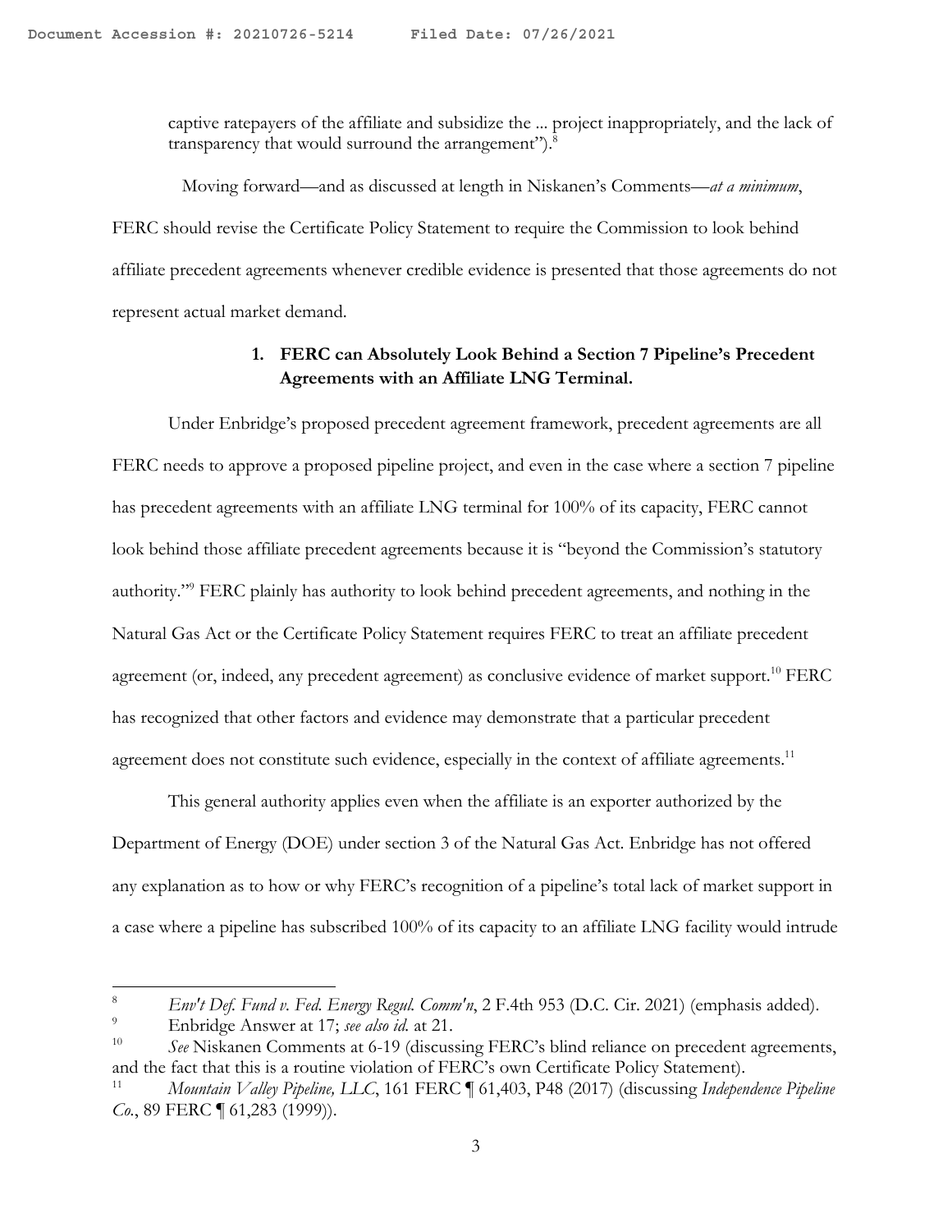captive ratepayers of the affiliate and subsidize the ... project inappropriately, and the lack of transparency that would surround the arrangement").[8]

Moving forward—and as discussed at length in Niskanen's Comments—*at a minimum*, FERC should revise the Certificate Policy Statement to require the Commission to look behind affiliate precedent agreements whenever credible evidence is presented that those agreements do not represent actual market demand.

### 1. FERC can Absolutely Look Behind a Section 7 Pipeline's Precedent Agreements with an Affiliate LNG Terminal.

Under Enbridge's proposed precedent agreement framework, precedent agreements are all FERC needs to approve a proposed pipeline project, and even in the case where a section 7 pipeline has precedent agreements with an affiliate LNG terminal for 100% of its capacity, FERC cannot look behind those affiliate precedent agreements because it is "beyond the Commission's statutory authority."[9] FERC plainly has authority to look behind precedent agreements, and nothing in the Natural Gas Act or the Certificate Policy Statement requires FERC to treat an affiliate precedent agreement (or, indeed, any precedent agreement) as conclusive evidence of market support.[10] FERC has recognized that other factors and evidence may demonstrate that a particular precedent agreement does not constitute such evidence, especially in the context of affiliate agreements.[11]

This general authority applies even when the affiliate is an exporter authorized by the Department of Energy (DOE) under section 3 of the Natural Gas Act. Enbridge has not offered any explanation as to how or why FERC's recognition of a pipeline's total lack of market support in a case where a pipeline has subscribed 100% of its capacity to an affiliate LNG facility would intrude

---

[8] *Env't Def. Fund v. Fed. Energy Regul. Comm'n*, 2 F.4th 953 (D.C. Cir. 2021) (emphasis added).

[9] Enbridge Answer at 17; *see also id.* at 21.

[10] *See* Niskanen Comments at 6-19 (discussing FERC's blind reliance on precedent agreements, and the fact that this is a routine violation of FERC's own Certificate Policy Statement).

[11] *Mountain Valley Pipeline, LLC*, 161 FERC ¶ 61,403, P48 (2017) (discussing *Independence Pipeline Co.*, 89 FERC ¶ 61,283 (1999)).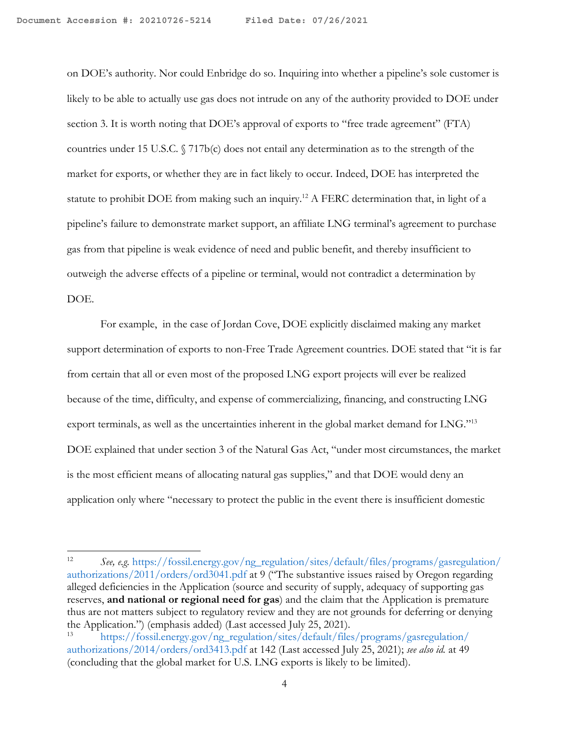on DOE's authority. Nor could Enbridge do so. Inquiring into whether a pipeline's sole customer is likely to be able to actually use gas does not intrude on any of the authority provided to DOE under section 3. It is worth noting that DOE's approval of exports to "free trade agreement" (FTA) countries under 15 U.S.C. § 717b(c) does not entail any determination as to the strength of the market for exports, or whether they are in fact likely to occur. Indeed, DOE has interpreted the statute to prohibit DOE from making such an inquiry.[12] A FERC determination that, in light of a pipeline's failure to demonstrate market support, an affiliate LNG terminal's agreement to purchase gas from that pipeline is weak evidence of need and public benefit, and thereby insufficient to outweigh the adverse effects of a pipeline or terminal, would not contradict a determination by DOE.

For example, in the case of Jordan Cove, DOE explicitly disclaimed making any market support determination of exports to non-Free Trade Agreement countries. DOE stated that "it is far from certain that all or even most of the proposed LNG export projects will ever be realized because of the time, difficulty, and expense of commercializing, financing, and constructing LNG export terminals, as well as the uncertainties inherent in the global market demand for LNG."[13] DOE explained that under section 3 of the Natural Gas Act, "under most circumstances, the market is the most efficient means of allocating natural gas supplies," and that DOE would deny an application only where "necessary to protect the public in the event there is insufficient domestic

---

[12] *See, e.g.* https://fossil.energy.gov/ng_regulation/sites/default/files/programs/gasregulation/authorizations/2011/orders/ord3041.pdf at 9 ("The substantive issues raised by Oregon regarding alleged deficiencies in the Application (source and security of supply, adequacy of supporting gas reserves, **and national or regional need for gas**) and the claim that the Application is premature thus are not matters subject to regulatory review and they are not grounds for deferring or denying the Application.") (emphasis added) (Last accessed July 25, 2021).

[13] https://fossil.energy.gov/ng_regulation/sites/default/files/programs/gasregulation/authorizations/2014/orders/ord3413.pdf at 142 (Last accessed July 25, 2021); *see also id.* at 49 (concluding that the global market for U.S. LNG exports is likely to be limited).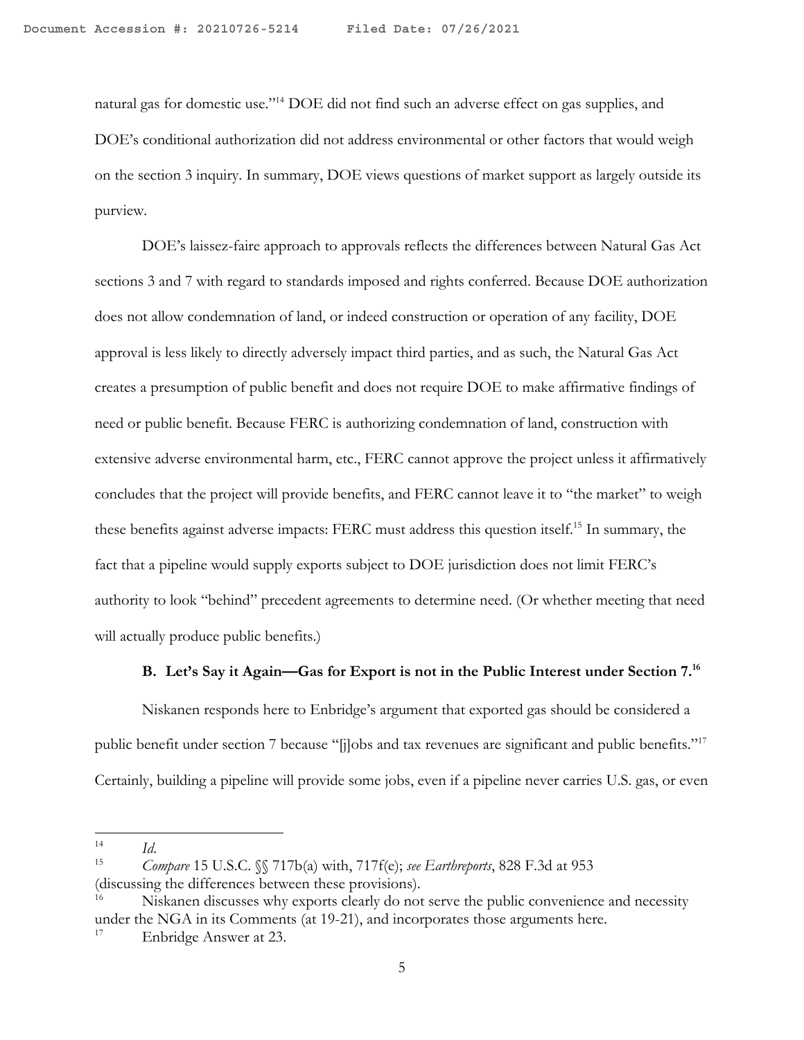natural gas for domestic use."[14] DOE did not find such an adverse effect on gas supplies, and DOE's conditional authorization did not address environmental or other factors that would weigh on the section 3 inquiry. In summary, DOE views questions of market support as largely outside its purview.

DOE's laissez-faire approach to approvals reflects the differences between Natural Gas Act sections 3 and 7 with regard to standards imposed and rights conferred. Because DOE authorization does not allow condemnation of land, or indeed construction or operation of any facility, DOE approval is less likely to directly adversely impact third parties, and as such, the Natural Gas Act creates a presumption of public benefit and does not require DOE to make affirmative findings of need or public benefit. Because FERC is authorizing condemnation of land, construction with extensive adverse environmental harm, etc., FERC cannot approve the project unless it affirmatively concludes that the project will provide benefits, and FERC cannot leave it to "the market" to weigh these benefits against adverse impacts: FERC must address this question itself.[15] In summary, the fact that a pipeline would supply exports subject to DOE jurisdiction does not limit FERC's authority to look "behind" precedent agreements to determine need. (Or whether meeting that need will actually produce public benefits.)

### B. Let's Say it Again—Gas for Export is not in the Public Interest under Section 7.[16]

Niskanen responds here to Enbridge's argument that exported gas should be considered a public benefit under section 7 because "[j]obs and tax revenues are significant and public benefits."[17] Certainly, building a pipeline will provide some jobs, even if a pipeline never carries U.S. gas, or even

---

[14] *Id.*

[15] *Compare* 15 U.S.C. §§ 717b(a) with, 717f(e); *see Earthreports*, 828 F.3d at 953 (discussing the differences between these provisions).

[16] Niskanen discusses why exports clearly do not serve the public convenience and necessity under the NGA in its Comments (at 19-21), and incorporates those arguments here.

[17] Enbridge Answer at 23.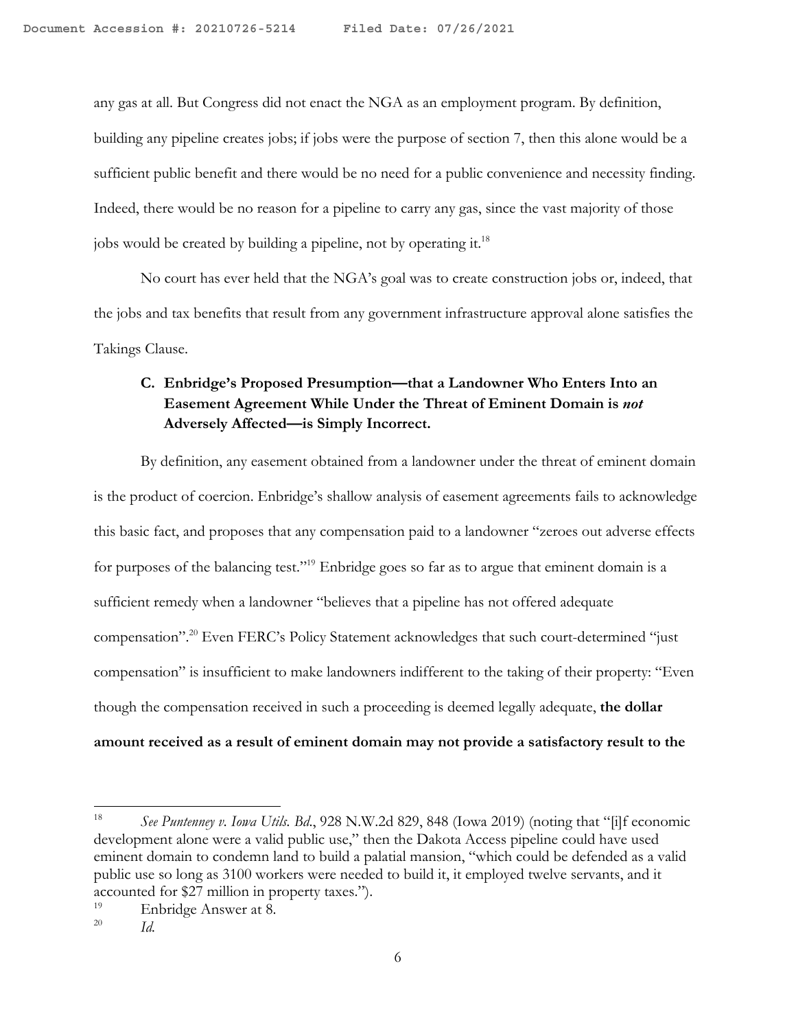any gas at all. But Congress did not enact the NGA as an employment program. By definition, building any pipeline creates jobs; if jobs were the purpose of section 7, then this alone would be a sufficient public benefit and there would be no need for a public convenience and necessity finding. Indeed, there would be no reason for a pipeline to carry any gas, since the vast majority of those jobs would be created by building a pipeline, not by operating it.[18]

No court has ever held that the NGA's goal was to create construction jobs or, indeed, that the jobs and tax benefits that result from any government infrastructure approval alone satisfies the Takings Clause.

### C. Enbridge's Proposed Presumption—that a Landowner Who Enters Into an Easement Agreement While Under the Threat of Eminent Domain is *not* Adversely Affected—is Simply Incorrect.

By definition, any easement obtained from a landowner under the threat of eminent domain is the product of coercion. Enbridge's shallow analysis of easement agreements fails to acknowledge this basic fact, and proposes that any compensation paid to a landowner "zeroes out adverse effects for purposes of the balancing test."[19] Enbridge goes so far as to argue that eminent domain is a sufficient remedy when a landowner "believes that a pipeline has not offered adequate compensation".[20] Even FERC's Policy Statement acknowledges that such court-determined "just compensation" is insufficient to make landowners indifferent to the taking of their property: "Even though the compensation received in such a proceeding is deemed legally adequate, **the dollar amount received as a result of eminent domain may not provide a satisfactory result to the**

---

[18] *See Puntenney v. Iowa Utils. Bd.*, 928 N.W.2d 829, 848 (Iowa 2019) (noting that "[i]f economic development alone were a valid public use," then the Dakota Access pipeline could have used eminent domain to condemn land to build a palatial mansion, "which could be defended as a valid public use so long as 3100 workers were needed to build it, it employed twelve servants, and it accounted for $27 million in property taxes.").

[19] Enbridge Answer at 8.

[20] *Id.*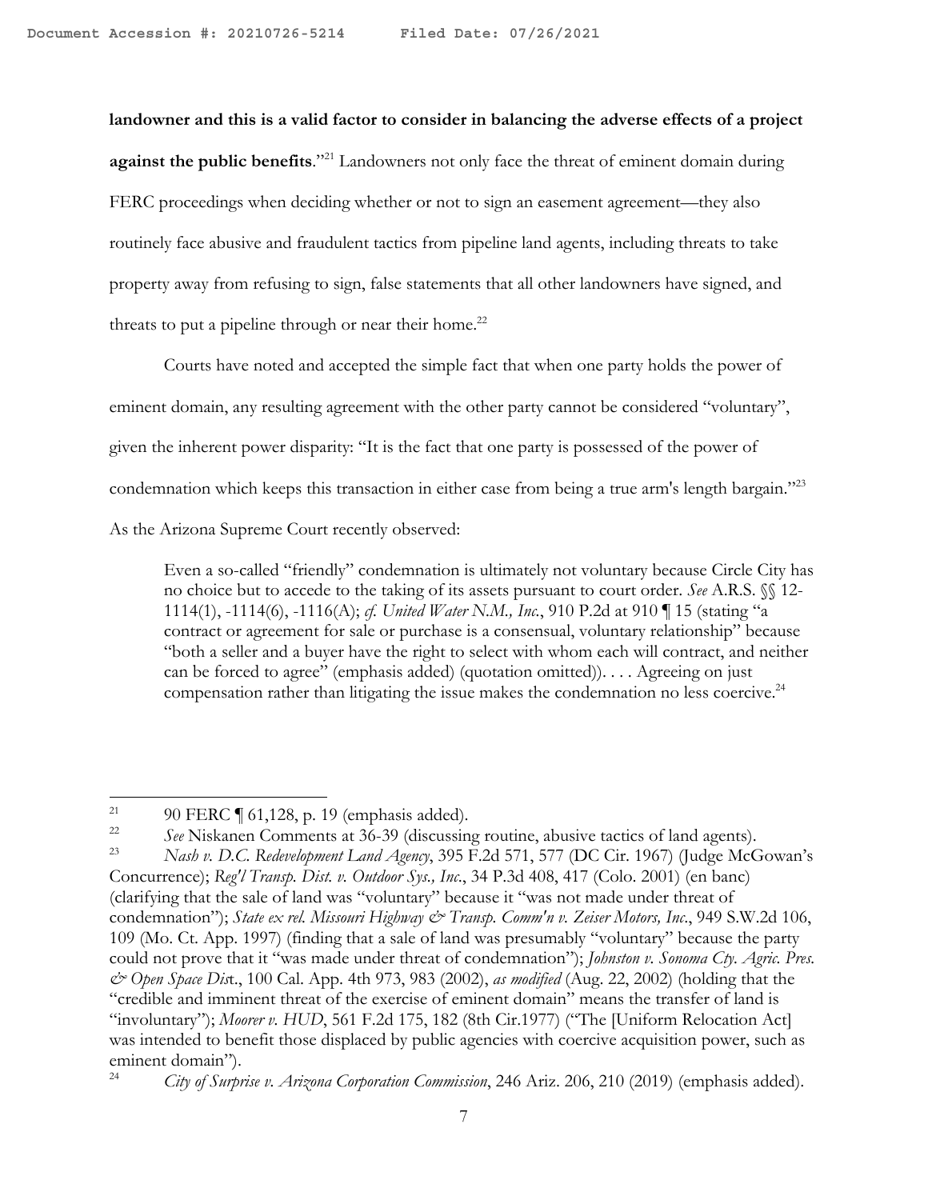**landowner and this is a valid factor to consider in balancing the adverse effects of a project against the public benefits**."[21] Landowners not only face the threat of eminent domain during FERC proceedings when deciding whether or not to sign an easement agreement—they also routinely face abusive and fraudulent tactics from pipeline land agents, including threats to take property away from refusing to sign, false statements that all other landowners have signed, and threats to put a pipeline through or near their home.[22]

Courts have noted and accepted the simple fact that when one party holds the power of eminent domain, any resulting agreement with the other party cannot be considered "voluntary", given the inherent power disparity: "It is the fact that one party is possessed of the power of condemnation which keeps this transaction in either case from being a true arm's length bargain."[23] As the Arizona Supreme Court recently observed:

> Even a so-called "friendly" condemnation is ultimately not voluntary because Circle City has no choice but to accede to the taking of its assets pursuant to court order. *See* A.R.S. §§ 12-1114(1), -1114(6), -1116(A); *cf. United Water N.M., Inc.*, 910 P.2d at 910 ¶ 15 (stating "a contract or agreement for sale or purchase is a consensual, voluntary relationship" because "both a seller and a buyer have the right to select with whom each will contract, and neither can be forced to agree" (emphasis added) (quotation omitted)). . . . Agreeing on just compensation rather than litigating the issue makes the condemnation no less coercive.[24]

---

[21] 90 FERC ¶ 61,128, p. 19 (emphasis added).

[22] *See* Niskanen Comments at 36-39 (discussing routine, abusive tactics of land agents).

[23] *Nash v. D.C. Redevelopment Land Agency*, 395 F.2d 571, 577 (DC Cir. 1967) (Judge McGowan's Concurrence); *Reg'l Transp. Dist. v. Outdoor Sys., Inc.*, 34 P.3d 408, 417 (Colo. 2001) (en banc) (clarifying that the sale of land was "voluntary" because it "was not made under threat of condemnation"); *State ex rel. Missouri Highway & Transp. Comm'n v. Zeiser Motors, Inc.*, 949 S.W.2d 106, 109 (Mo. Ct. App. 1997) (finding that a sale of land was presumably "voluntary" because the party could not prove that it "was made under threat of condemnation"); *Johnston v. Sonoma Cty. Agric. Pres. & Open Space Dis*t., 100 Cal. App. 4th 973, 983 (2002), *as modified* (Aug. 22, 2002) (holding that the "credible and imminent threat of the exercise of eminent domain" means the transfer of land is "involuntary"); *Moorer v. HUD*, 561 F.2d 175, 182 (8th Cir.1977) ("The [Uniform Relocation Act] was intended to benefit those displaced by public agencies with coercive acquisition power, such as eminent domain").

[24] *City of Surprise v. Arizona Corporation Commission*, 246 Ariz. 206, 210 (2019) (emphasis added).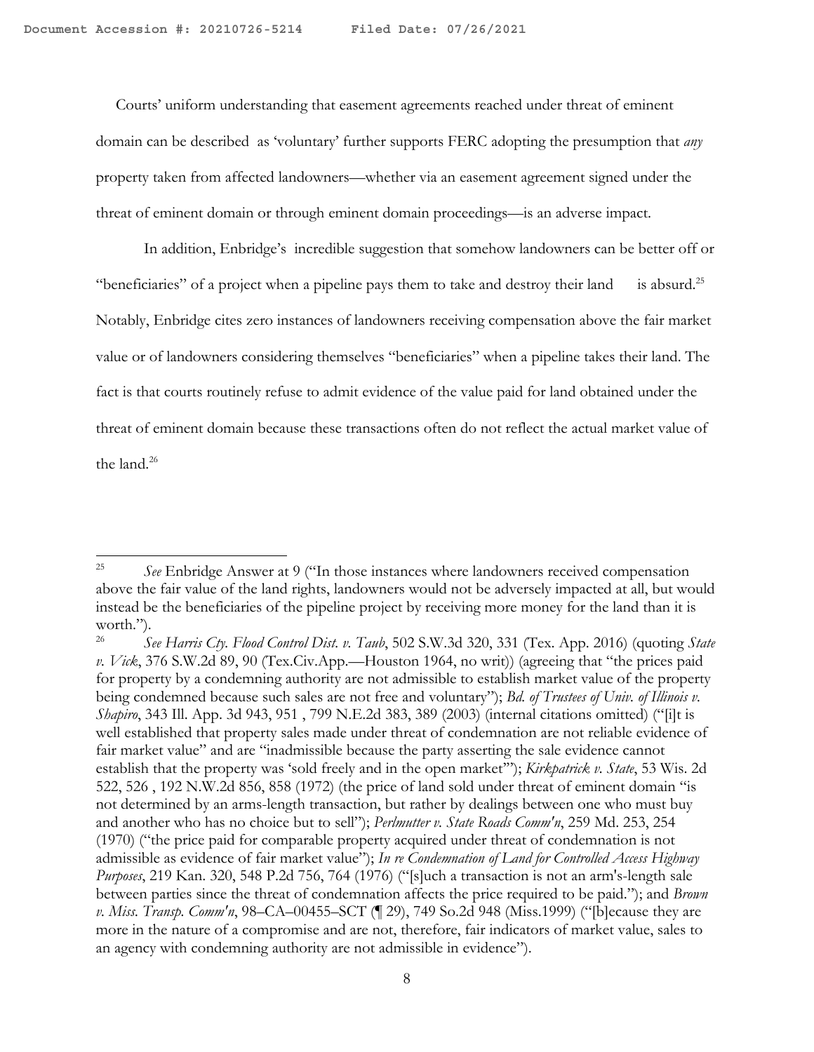Courts' uniform understanding that easement agreements reached under threat of eminent domain can be described as 'voluntary' further supports FERC adopting the presumption that *any* property taken from affected landowners—whether via an easement agreement signed under the threat of eminent domain or through eminent domain proceedings—is an adverse impact.

In addition, Enbridge's incredible suggestion that somehow landowners can be better off or "beneficiaries" of a project when a pipeline pays them to take and destroy their land is absurd.[25] Notably, Enbridge cites zero instances of landowners receiving compensation above the fair market value or of landowners considering themselves "beneficiaries" when a pipeline takes their land. The fact is that courts routinely refuse to admit evidence of the value paid for land obtained under the threat of eminent domain because these transactions often do not reflect the actual market value of the land.[26]

---

[25] *See* Enbridge Answer at 9 ("In those instances where landowners received compensation above the fair value of the land rights, landowners would not be adversely impacted at all, but would instead be the beneficiaries of the pipeline project by receiving more money for the land than it is worth.").

[26] *See Harris Cty. Flood Control Dist. v. Taub*, 502 S.W.3d 320, 331 (Tex. App. 2016) (quoting *State v. Vick*, 376 S.W.2d 89, 90 (Tex.Civ.App.—Houston 1964, no writ)) (agreeing that "the prices paid for property by a condemning authority are not admissible to establish market value of the property being condemned because such sales are not free and voluntary"); *Bd. of Trustees of Univ. of Illinois v. Shapiro*, 343 Ill. App. 3d 943, 951 , 799 N.E.2d 383, 389 (2003) (internal citations omitted) ("[i]t is well established that property sales made under threat of condemnation are not reliable evidence of fair market value" and are "inadmissible because the party asserting the sale evidence cannot establish that the property was 'sold freely and in the open market'"); *Kirkpatrick v. State*, 53 Wis. 2d 522, 526 , 192 N.W.2d 856, 858 (1972) (the price of land sold under threat of eminent domain "is not determined by an arms-length transaction, but rather by dealings between one who must buy and another who has no choice but to sell"); *Perlmutter v. State Roads Comm'n*, 259 Md. 253, 254 (1970) ("the price paid for comparable property acquired under threat of condemnation is not admissible as evidence of fair market value"); *In re Condemnation of Land for Controlled Access Highway Purposes*, 219 Kan. 320, 548 P.2d 756, 764 (1976) ("[s]uch a transaction is not an arm's-length sale between parties since the threat of condemnation affects the price required to be paid."); and *Brown v. Miss. Transp. Comm'n*, 98–CA–00455–SCT (¶ 29), 749 So.2d 948 (Miss.1999) ("[b]ecause they are more in the nature of a compromise and are not, therefore, fair indicators of market value, sales to an agency with condemning authority are not admissible in evidence").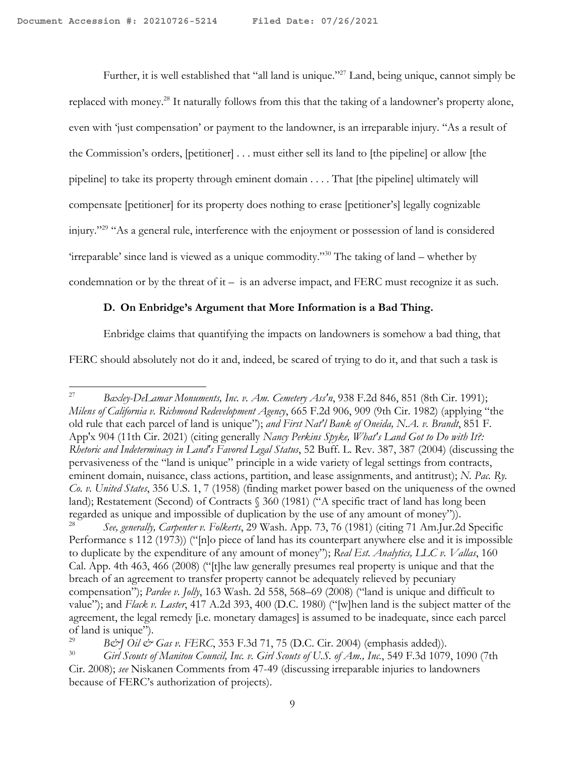Further, it is well established that "all land is unique."[27] Land, being unique, cannot simply be replaced with money.[28] It naturally follows from this that the taking of a landowner's property alone, even with 'just compensation' or payment to the landowner, is an irreparable injury. "As a result of the Commission's orders, [petitioner] . . . must either sell its land to [the pipeline] or allow [the pipeline] to take its property through eminent domain . . . . That [the pipeline] ultimately will compensate [petitioner] for its property does nothing to erase [petitioner's] legally cognizable injury."[29] "As a general rule, interference with the enjoyment or possession of land is considered 'irreparable' since land is viewed as a unique commodity."[30] The taking of land – whether by condemnation or by the threat of it – is an adverse impact, and FERC must recognize it as such.

**D. On Enbridge's Argument that More Information is a Bad Thing.**

Enbridge claims that quantifying the impacts on landowners is somehow a bad thing, that FERC should absolutely not do it and, indeed, be scared of trying to do it, and that such a task is

---

[27] *Baxley-DeLamar Monuments, Inc. v. Am. Cemetery Ass'n*, 938 F.2d 846, 851 (8th Cir. 1991); *Milens of California v. Richmond Redevelopment Agency*, 665 F.2d 906, 909 (9th Cir. 1982) (applying "the old rule that each parcel of land is unique"); *and First Nat'l Bank of Oneida, N.A. v. Brandt*, 851 F. App'x 904 (11th Cir. 2021) (citing generally *Nancy Perkins Spyke, What's Land Got to Do with It?: Rhetoric and Indeterminacy in Land's Favored Legal Status*, 52 Buff. L. Rev. 387, 387 (2004) (discussing the pervasiveness of the "land is unique" principle in a wide variety of legal settings from contracts, eminent domain, nuisance, class actions, partition, and lease assignments, and antitrust); *N. Pac. Ry. Co. v. United States*, 356 U.S. 1, 7 (1958) (finding market power based on the uniqueness of the owned land); Restatement (Second) of Contracts § 360 (1981) ("A specific tract of land has long been regarded as unique and impossible of duplication by the use of any amount of money")).

[28] *See, generally, Carpenter v. Folkerts*, 29 Wash. App. 73, 76 (1981) (citing 71 Am.Jur.2d Specific Performance s 112 (1973)) ("[n]o piece of land has its counterpart anywhere else and it is impossible to duplicate by the expenditure of any amount of money"); *Real Est. Analytics, LLC v. Vallas*, 160 Cal. App. 4th 463, 466 (2008) ("[t]he law generally presumes real property is unique and that the breach of an agreement to transfer property cannot be adequately relieved by pecuniary compensation"); *Pardee v. Jolly*, 163 Wash. 2d 558, 568–69 (2008) ("land is unique and difficult to value"); and *Flack v. Laster*, 417 A.2d 393, 400 (D.C. 1980) ("[w]hen land is the subject matter of the agreement, the legal remedy [i.e. monetary damages] is assumed to be inadequate, since each parcel of land is unique").

[29] *B&J Oil & Gas v. FERC*, 353 F.3d 71, 75 (D.C. Cir. 2004) (emphasis added)).

[30] *Girl Scouts of Manitou Council, Inc. v. Girl Scouts of U.S. of Am., Inc.*, 549 F.3d 1079, 1090 (7th Cir. 2008); *see* Niskanen Comments from 47-49 (discussing irreparable injuries to landowners because of FERC's authorization of projects).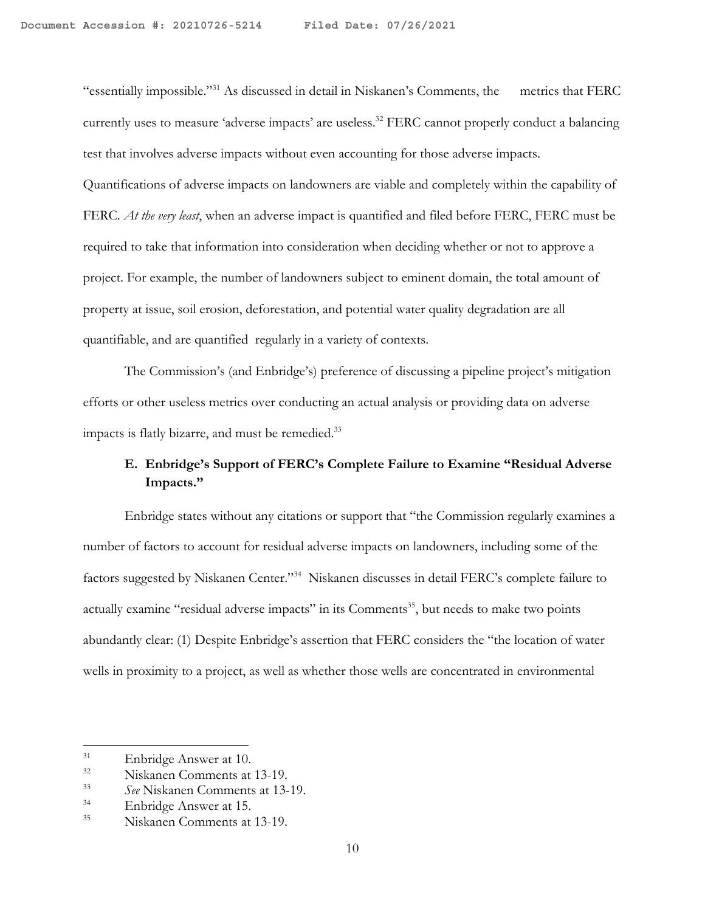"essentially impossible."[31] As discussed in detail in Niskanen's Comments, the metrics that FERC currently uses to measure 'adverse impacts' are useless.[32] FERC cannot properly conduct a balancing test that involves adverse impacts without even accounting for those adverse impacts. Quantifications of adverse impacts on landowners are viable and completely within the capability of FERC. *At the very least*, when an adverse impact is quantified and filed before FERC, FERC must be required to take that information into consideration when deciding whether or not to approve a project. For example, the number of landowners subject to eminent domain, the total amount of property at issue, soil erosion, deforestation, and potential water quality degradation are all quantifiable, and are quantified regularly in a variety of contexts.

The Commission's (and Enbridge's) preference of discussing a pipeline project's mitigation efforts or other useless metrics over conducting an actual analysis or providing data on adverse impacts is flatly bizarre, and must be remedied.[33]

### E. Enbridge's Support of FERC's Complete Failure to Examine "Residual Adverse Impacts."

Enbridge states without any citations or support that "the Commission regularly examines a number of factors to account for residual adverse impacts on landowners, including some of the factors suggested by Niskanen Center."[34] Niskanen discusses in detail FERC's complete failure to actually examine "residual adverse impacts" in its Comments[35], but needs to make two points abundantly clear: (1) Despite Enbridge's assertion that FERC considers the "the location of water wells in proximity to a project, as well as whether those wells are concentrated in environmental

---

[31] Enbridge Answer at 10.

[32] Niskanen Comments at 13-19.

[33] *See* Niskanen Comments at 13-19.

[34] Enbridge Answer at 15.

[35] Niskanen Comments at 13-19.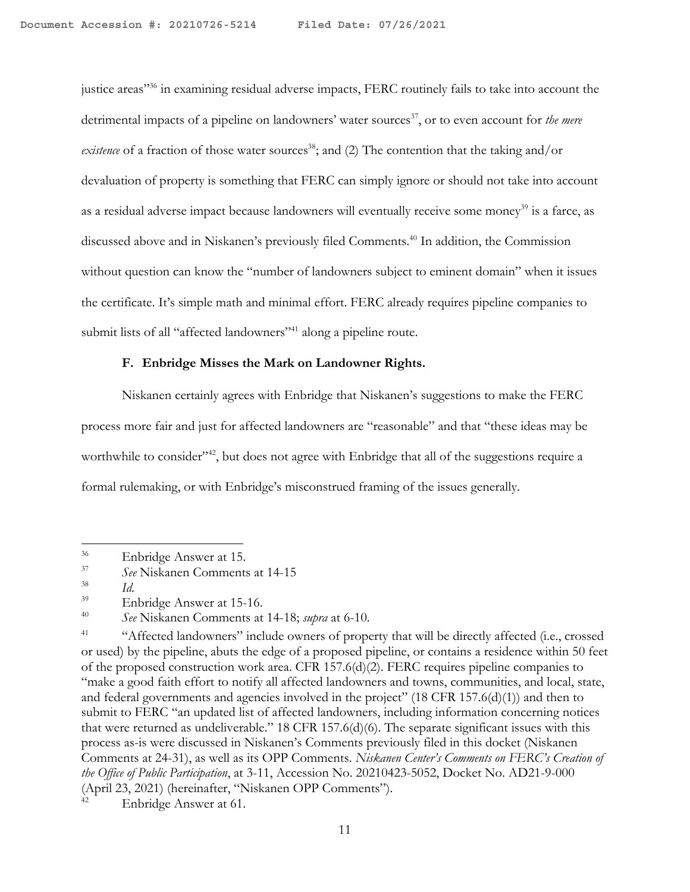justice areas"[36] in examining residual adverse impacts, FERC routinely fails to take into account the detrimental impacts of a pipeline on landowners' water sources[37], or to even account for *the mere existence* of a fraction of those water sources[38]; and (2) The contention that the taking and/or devaluation of property is something that FERC can simply ignore or should not take into account as a residual adverse impact because landowners will eventually receive some money[39] is a farce, as discussed above and in Niskanen's previously filed Comments.[40] In addition, the Commission without question can know the "number of landowners subject to eminent domain" when it issues the certificate. It's simple math and minimal effort. FERC already requires pipeline companies to submit lists of all "affected landowners"[41] along a pipeline route.

### F. Enbridge Misses the Mark on Landowner Rights.

Niskanen certainly agrees with Enbridge that Niskanen's suggestions to make the FERC process more fair and just for affected landowners are "reasonable" and that "these ideas may be worthwhile to consider"[42], but does not agree with Enbridge that all of the suggestions require a formal rulemaking, or with Enbridge's misconstrued framing of the issues generally.

---

[36] Enbridge Answer at 15.

[37] *See* Niskanen Comments at 14-15

[38] *Id.*

[39] Enbridge Answer at 15-16.

[40] *See* Niskanen Comments at 14-18; *supra* at 6-10.

[41] "Affected landowners" include owners of property that will be directly affected (i.e., crossed or used) by the pipeline, abuts the edge of a proposed pipeline, or contains a residence within 50 feet of the proposed construction work area. CFR 157.6(d)(2). FERC requires pipeline companies to "make a good faith effort to notify all affected landowners and towns, communities, and local, state, and federal governments and agencies involved in the project" (18 CFR 157.6(d)(1)) and then to submit to FERC "an updated list of affected landowners, including information concerning notices that were returned as undeliverable." 18 CFR 157.6(d)(6). The separate significant issues with this process as-is were discussed in Niskanen's Comments previously filed in this docket (Niskanen Comments at 24-31), as well as its OPP Comments. *Niskanen Center's Comments on FERC's Creation of the Office of Public Participation*, at 3-11, Accession No. 20210423-5052, Docket No. AD21-9-000 (April 23, 2021) (hereinafter, "Niskanen OPP Comments").

[42] Enbridge Answer at 61.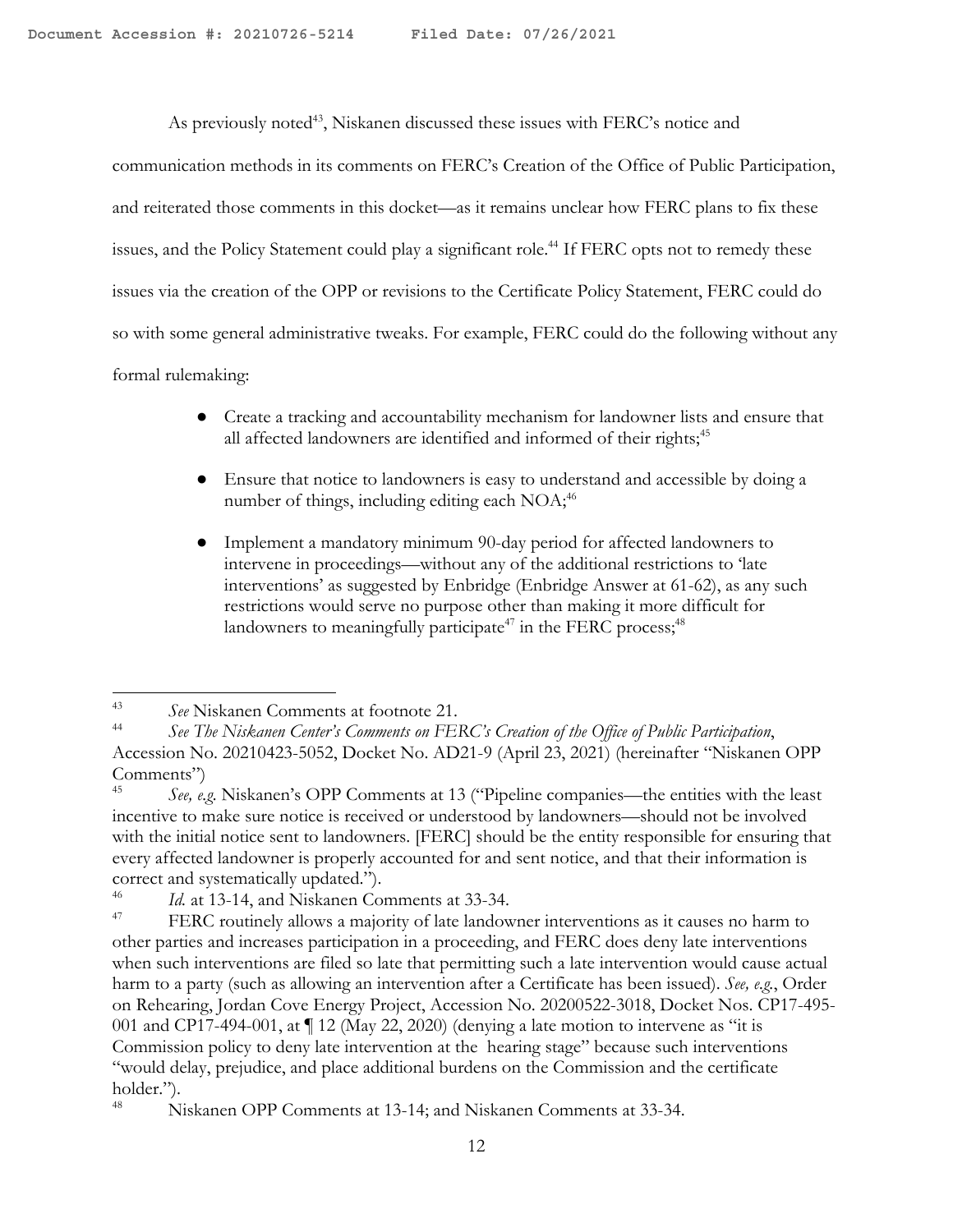As previously noted[43], Niskanen discussed these issues with FERC's notice and communication methods in its comments on FERC's Creation of the Office of Public Participation, and reiterated those comments in this docket—as it remains unclear how FERC plans to fix these issues, and the Policy Statement could play a significant role.[44] If FERC opts not to remedy these issues via the creation of the OPP or revisions to the Certificate Policy Statement, FERC could do so with some general administrative tweaks. For example, FERC could do the following without any formal rulemaking:

- Create a tracking and accountability mechanism for landowner lists and ensure that all affected landowners are identified and informed of their rights;[45]
- Ensure that notice to landowners is easy to understand and accessible by doing a number of things, including editing each NOA;[46]
- Implement a mandatory minimum 90-day period for affected landowners to intervene in proceedings—without any of the additional restrictions to 'late interventions' as suggested by Enbridge (Enbridge Answer at 61-62), as any such restrictions would serve no purpose other than making it more difficult for landowners to meaningfully participate[47] in the FERC process;[48]

---

[43] *See* Niskanen Comments at footnote 21.

[44] *See The Niskanen Center's Comments on FERC's Creation of the Office of Public Participation*, Accession No. 20210423-5052, Docket No. AD21-9 (April 23, 2021) (hereinafter "Niskanen OPP Comments")

[45] *See, e.g.* Niskanen's OPP Comments at 13 ("Pipeline companies—the entities with the least incentive to make sure notice is received or understood by landowners—should not be involved with the initial notice sent to landowners. [FERC] should be the entity responsible for ensuring that every affected landowner is properly accounted for and sent notice, and that their information is correct and systematically updated.").

[46] *Id.* at 13-14, and Niskanen Comments at 33-34.

[47] FERC routinely allows a majority of late landowner interventions as it causes no harm to other parties and increases participation in a proceeding, and FERC does deny late interventions when such interventions are filed so late that permitting such a late intervention would cause actual harm to a party (such as allowing an intervention after a Certificate has been issued). *See, e.g.*, Order on Rehearing, Jordan Cove Energy Project, Accession No. 20200522-3018, Docket Nos. CP17-495-001 and CP17-494-001, at ¶ 12 (May 22, 2020) (denying a late motion to intervene as "it is Commission policy to deny late intervention at the hearing stage" because such interventions "would delay, prejudice, and place additional burdens on the Commission and the certificate holder.").

[48] Niskanen OPP Comments at 13-14; and Niskanen Comments at 33-34.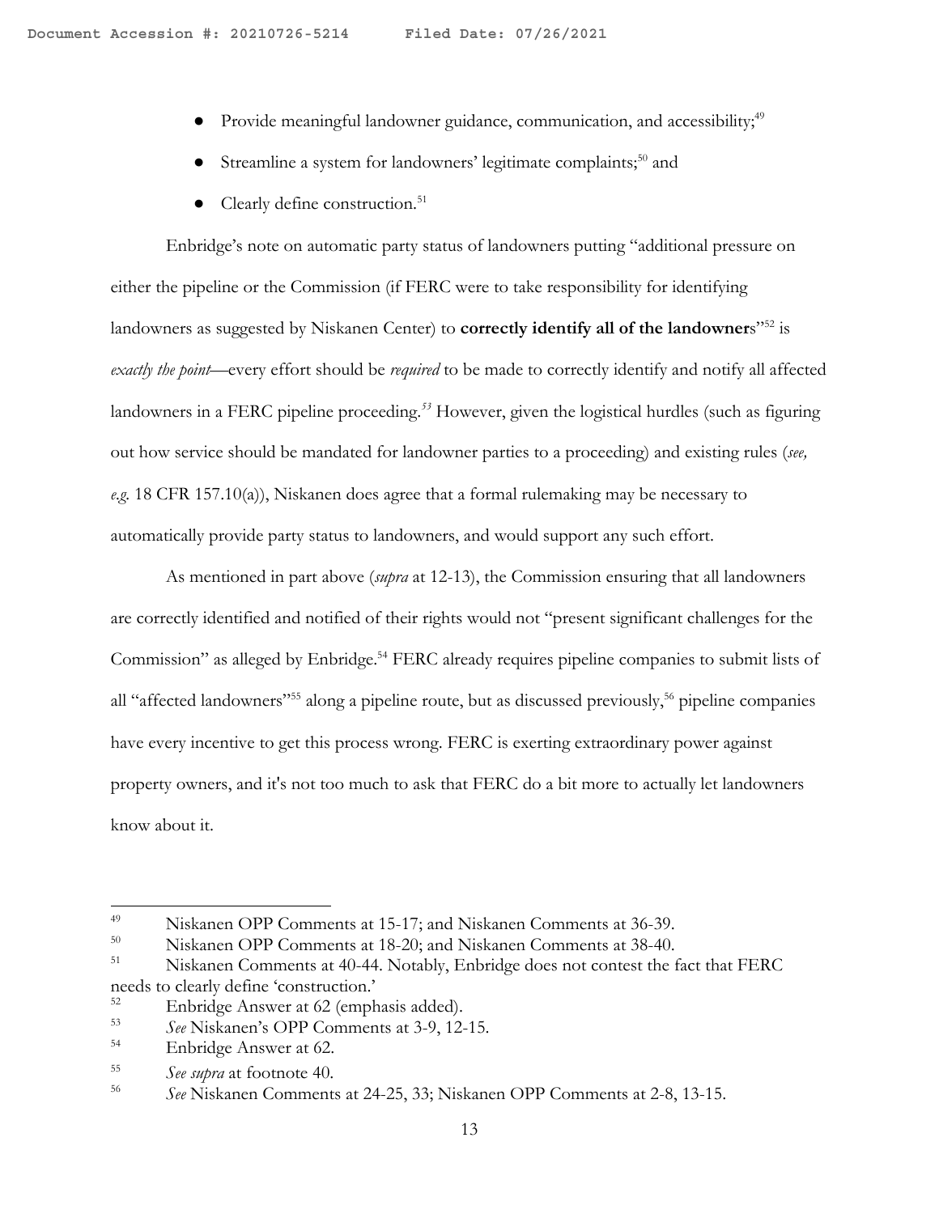- Provide meaningful landowner guidance, communication, and accessibility;[49]
- Streamline a system for landowners' legitimate complaints;[50] and
- Clearly define construction.[51]

Enbridge's note on automatic party status of landowners putting "additional pressure on either the pipeline or the Commission (if FERC were to take responsibility for identifying landowners as suggested by Niskanen Center) to **correctly identify all of the landowners**"[52] is *exactly the point*—every effort should be *required* to be made to correctly identify and notify all affected landowners in a FERC pipeline proceeding.[53] However, given the logistical hurdles (such as figuring out how service should be mandated for landowner parties to a proceeding) and existing rules (*see, e.g.* 18 CFR 157.10(a)), Niskanen does agree that a formal rulemaking may be necessary to automatically provide party status to landowners, and would support any such effort.

As mentioned in part above (*supra* at 12-13), the Commission ensuring that all landowners are correctly identified and notified of their rights would not "present significant challenges for the Commission" as alleged by Enbridge.[54] FERC already requires pipeline companies to submit lists of all "affected landowners"[55] along a pipeline route, but as discussed previously,[56] pipeline companies have every incentive to get this process wrong. FERC is exerting extraordinary power against property owners, and it's not too much to ask that FERC do a bit more to actually let landowners know about it.

---

[49] Niskanen OPP Comments at 15-17; and Niskanen Comments at 36-39.

[50] Niskanen OPP Comments at 18-20; and Niskanen Comments at 38-40.

[51] Niskanen Comments at 40-44. Notably, Enbridge does not contest the fact that FERC needs to clearly define 'construction.'

[52] Enbridge Answer at 62 (emphasis added).

[53] *See* Niskanen's OPP Comments at 3-9, 12-15.

[54] Enbridge Answer at 62.

[55] *See supra* at footnote 40.

[56] *See* Niskanen Comments at 24-25, 33; Niskanen OPP Comments at 2-8, 13-15.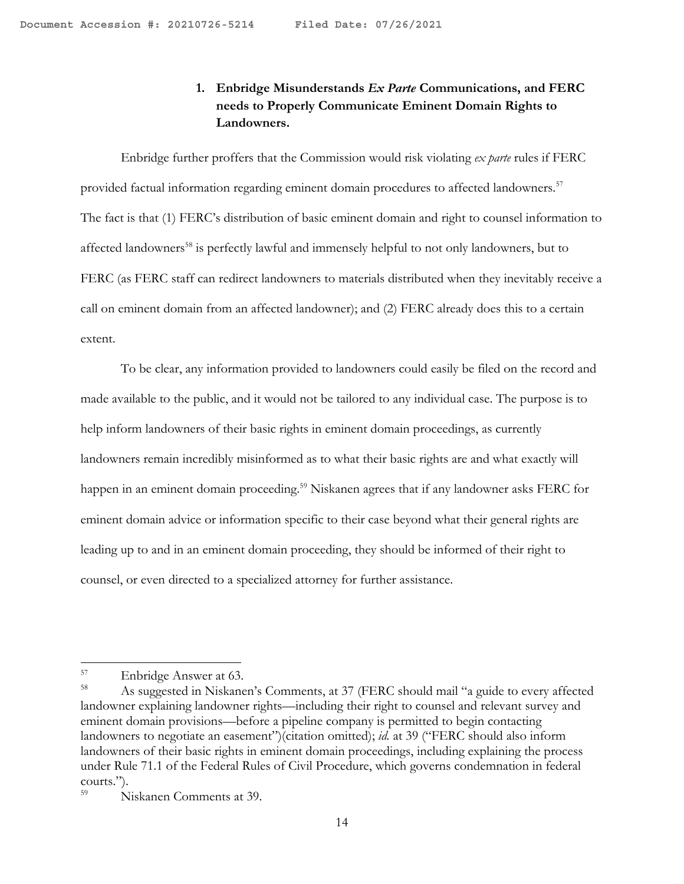### 1. Enbridge Misunderstands *Ex Parte* Communications, and FERC needs to Properly Communicate Eminent Domain Rights to Landowners.

Enbridge further proffers that the Commission would risk violating *ex parte* rules if FERC provided factual information regarding eminent domain procedures to affected landowners.[57] The fact is that (1) FERC's distribution of basic eminent domain and right to counsel information to affected landowners[58] is perfectly lawful and immensely helpful to not only landowners, but to FERC (as FERC staff can redirect landowners to materials distributed when they inevitably receive a call on eminent domain from an affected landowner); and (2) FERC already does this to a certain extent.

To be clear, any information provided to landowners could easily be filed on the record and made available to the public, and it would not be tailored to any individual case. The purpose is to help inform landowners of their basic rights in eminent domain proceedings, as currently landowners remain incredibly misinformed as to what their basic rights are and what exactly will happen in an eminent domain proceeding.[59] Niskanen agrees that if any landowner asks FERC for eminent domain advice or information specific to their case beyond what their general rights are leading up to and in an eminent domain proceeding, they should be informed of their right to counsel, or even directed to a specialized attorney for further assistance.

---

[57] Enbridge Answer at 63.

[58] As suggested in Niskanen's Comments, at 37 (FERC should mail "a guide to every affected landowner explaining landowner rights—including their right to counsel and relevant survey and eminent domain provisions—before a pipeline company is permitted to begin contacting landowners to negotiate an easement")(citation omitted); *id.* at 39 ("FERC should also inform landowners of their basic rights in eminent domain proceedings, including explaining the process under Rule 71.1 of the Federal Rules of Civil Procedure, which governs condemnation in federal courts.").

[59] Niskanen Comments at 39.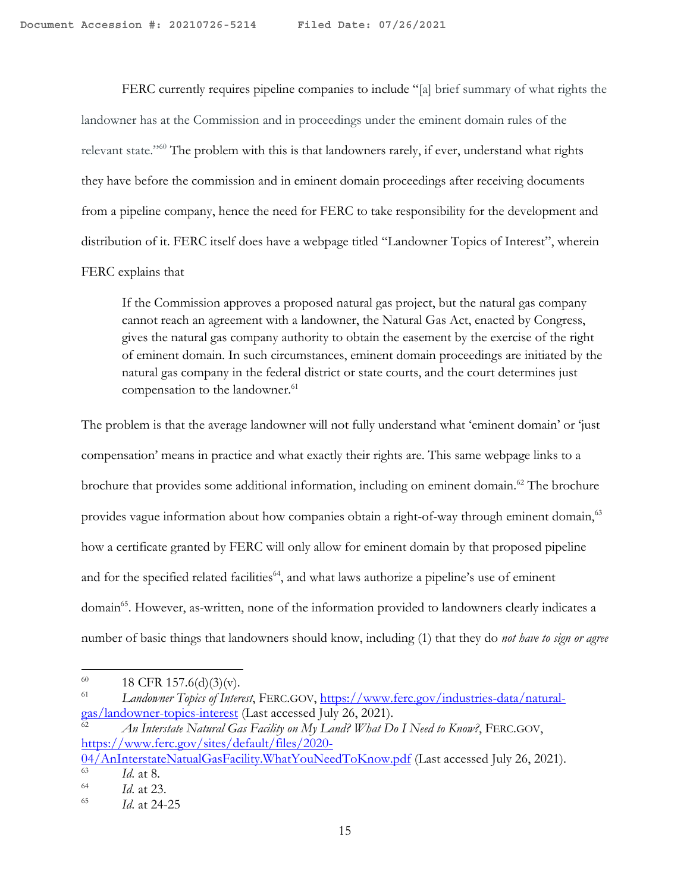FERC currently requires pipeline companies to include "[a] brief summary of what rights the landowner has at the Commission and in proceedings under the eminent domain rules of the relevant state."[60] The problem with this is that landowners rarely, if ever, understand what rights they have before the commission and in eminent domain proceedings after receiving documents from a pipeline company, hence the need for FERC to take responsibility for the development and distribution of it. FERC itself does have a webpage titled "Landowner Topics of Interest", wherein FERC explains that

> If the Commission approves a proposed natural gas project, but the natural gas company cannot reach an agreement with a landowner, the Natural Gas Act, enacted by Congress, gives the natural gas company authority to obtain the easement by the exercise of the right of eminent domain. In such circumstances, eminent domain proceedings are initiated by the natural gas company in the federal district or state courts, and the court determines just compensation to the landowner.[61]

The problem is that the average landowner will not fully understand what 'eminent domain' or 'just compensation' means in practice and what exactly their rights are. This same webpage links to a brochure that provides some additional information, including on eminent domain.[62] The brochure provides vague information about how companies obtain a right-of-way through eminent domain,[63] how a certificate granted by FERC will only allow for eminent domain by that proposed pipeline and for the specified related facilities[64], and what laws authorize a pipeline's use of eminent domain[65]. However, as-written, none of the information provided to landowners clearly indicates a number of basic things that landowners should know, including (1) that they do *not have to sign or agree*

---

[60] 18 CFR 157.6(d)(3)(v).

[61] *Landowner Topics of Interest*, FERC.GOV, https://www.ferc.gov/industries-data/natural-gas/landowner-topics-interest (Last accessed July 26, 2021).

[62] *An Interstate Natural Gas Facility on My Land? What Do I Need to Know?*, FERC.GOV, https://www.ferc.gov/sites/default/files/2020-04/AnInterstateNatualGasFacility.WhatYouNeedToKnow.pdf (Last accessed July 26, 2021).

[63] *Id.* at 8.

[64] *Id.* at 23.

[65] *Id.* at 24-25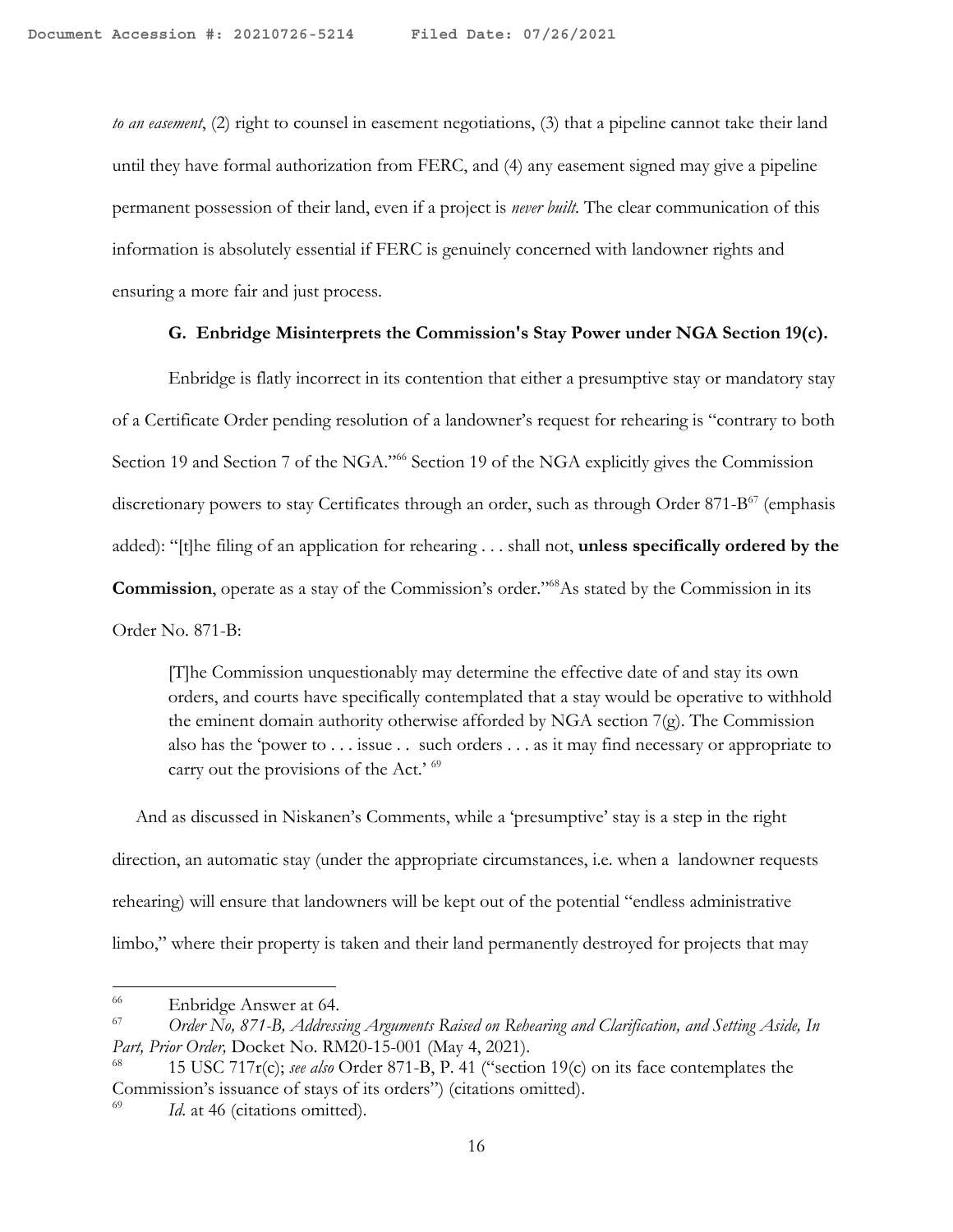*to an easement*, (2) right to counsel in easement negotiations, (3) that a pipeline cannot take their land until they have formal authorization from FERC, and (4) any easement signed may give a pipeline permanent possession of their land, even if a project is *never built*. The clear communication of this information is absolutely essential if FERC is genuinely concerned with landowner rights and ensuring a more fair and just process.

### G. Enbridge Misinterprets the Commission's Stay Power under NGA Section 19(c).

Enbridge is flatly incorrect in its contention that either a presumptive stay or mandatory stay of a Certificate Order pending resolution of a landowner's request for rehearing is "contrary to both Section 19 and Section 7 of the NGA."[66] Section 19 of the NGA explicitly gives the Commission discretionary powers to stay Certificates through an order, such as through Order 871-B[67] (emphasis added): "[t]he filing of an application for rehearing . . . shall not, **unless specifically ordered by the Commission**, operate as a stay of the Commission's order."[68] As stated by the Commission in its Order No. 871-B:

> [T]he Commission unquestionably may determine the effective date of and stay its own orders, and courts have specifically contemplated that a stay would be operative to withhold the eminent domain authority otherwise afforded by NGA section 7(g). The Commission also has the 'power to . . . issue . . such orders . . . as it may find necessary or appropriate to carry out the provisions of the Act.' [69]

And as discussed in Niskanen's Comments, while a 'presumptive' stay is a step in the right direction, an automatic stay (under the appropriate circumstances, i.e. when a landowner requests rehearing) will ensure that landowners will be kept out of the potential "endless administrative limbo," where their property is taken and their land permanently destroyed for projects that may

---

[66] Enbridge Answer at 64.

[67] *Order No, 871-B, Addressing Arguments Raised on Rehearing and Clarification, and Setting Aside, In Part, Prior Order,* Docket No. RM20-15-001 (May 4, 2021).

[68] 15 USC 717r(c); *see also* Order 871-B, P. 41 ("section 19(c) on its face contemplates the Commission's issuance of stays of its orders") (citations omitted).

[69] *Id.* at 46 (citations omitted).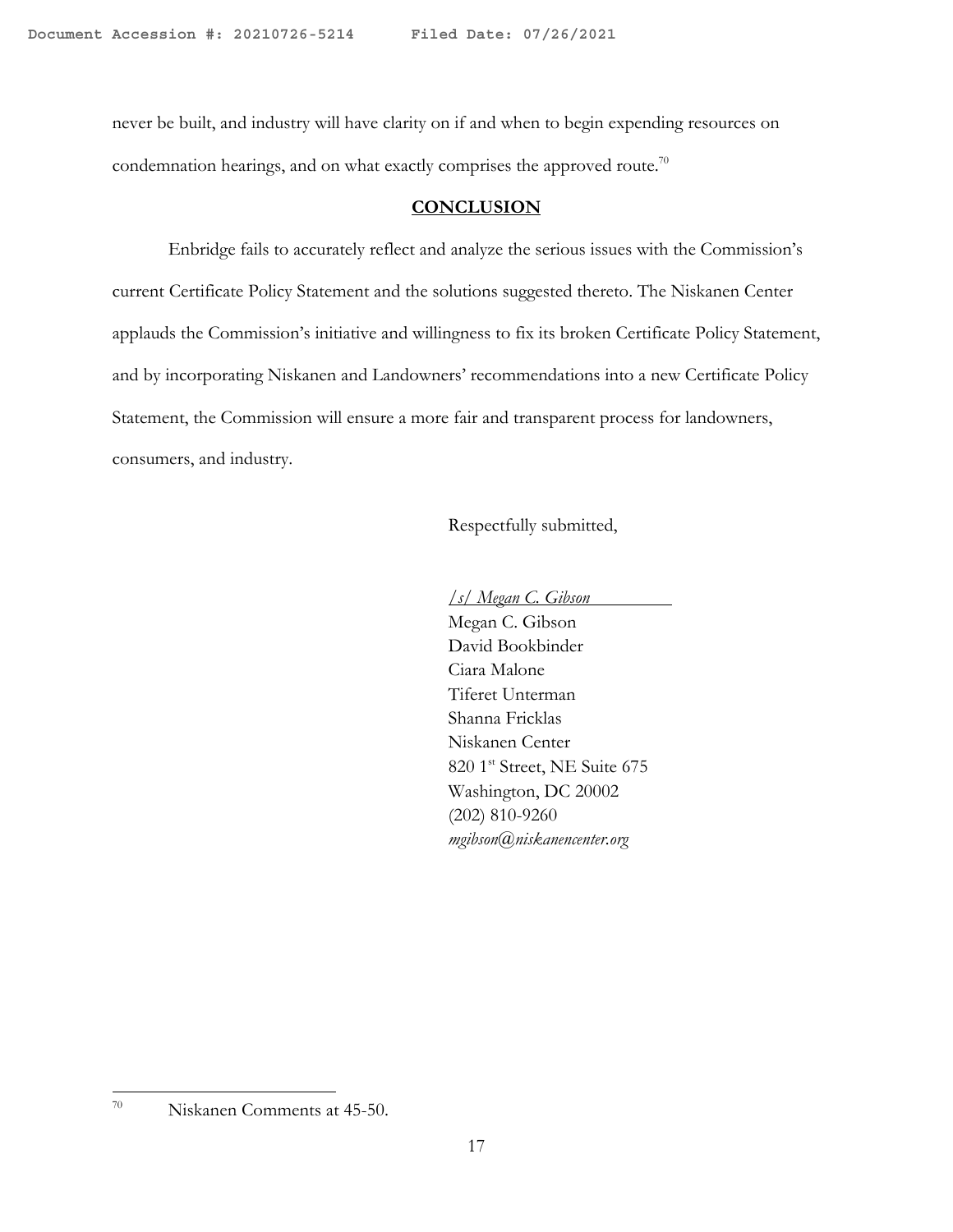never be built, and industry will have clarity on if and when to begin expending resources on condemnation hearings, and on what exactly comprises the approved route.[70]

## CONCLUSION

Enbridge fails to accurately reflect and analyze the serious issues with the Commission's current Certificate Policy Statement and the solutions suggested thereto. The Niskanen Center applauds the Commission's initiative and willingness to fix its broken Certificate Policy Statement, and by incorporating Niskanen and Landowners' recommendations into a new Certificate Policy Statement, the Commission will ensure a more fair and transparent process for landowners, consumers, and industry.

Respectfully submitted,

*/s/ Megan C. Gibson*
Megan C. Gibson
David Bookbinder
Ciara Malone
Tiferet Unterman
Shanna Fricklas
Niskanen Center
820 1st Street, NE Suite 675
Washington, DC 20002
(202) 810-9260
*mgibson@niskanencenter.org*

---

[70] Niskanen Comments at 45-50.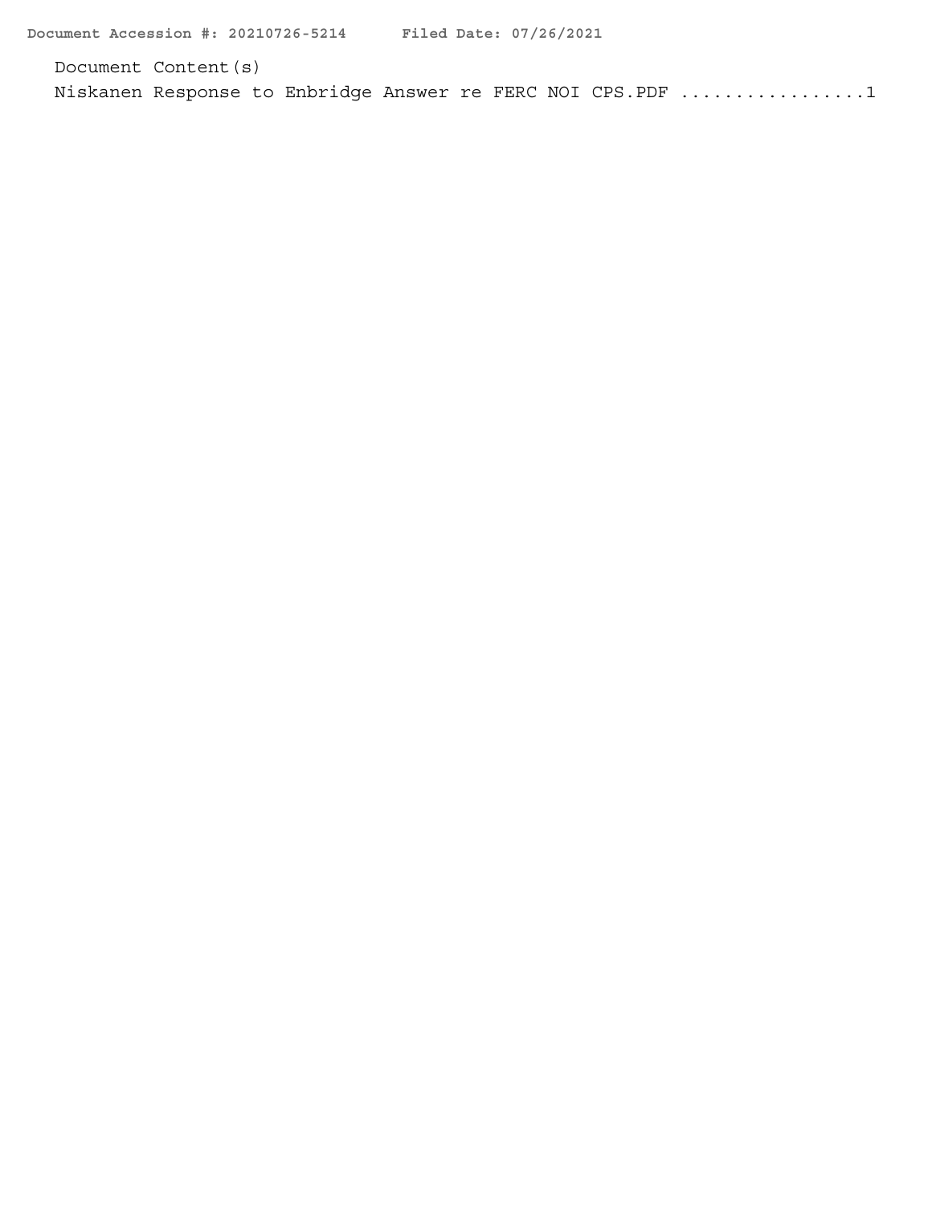Document Accession #: 20210726-5214 Filed Date: 07/26/2021

Document Content(s)

Niskanen Response to Enbridge Answer re FERC NOI CPS.PDF .................1